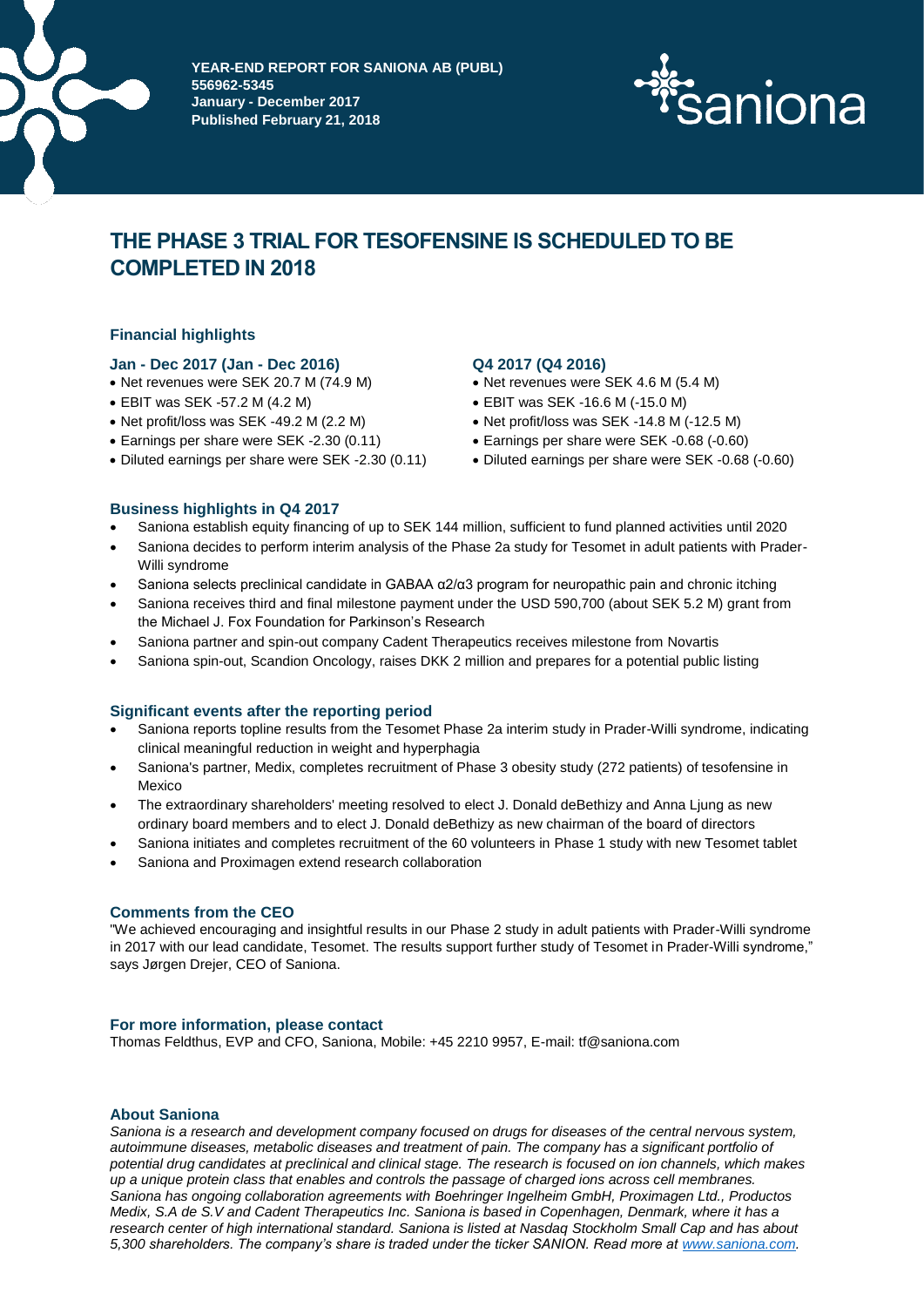**YEAR-END REPORT FOR SANIONA AB (PUBL)**
**556962-5345**
**January - December 2017**
**Published February 21, 2018**

# THE PHASE 3 TRIAL FOR TESOFENSINE IS SCHEDULED TO BE COMPLETED IN 2018

## Financial highlights

### Jan - Dec 2017 (Jan - Dec 2016)

- Net revenues were SEK 20.7 M (74.9 M)
- EBIT was SEK -57.2 M (4.2 M)
- Net profit/loss was SEK -49.2 M (2.2 M)
- Earnings per share were SEK -2.30 (0.11)
- Diluted earnings per share were SEK -2.30 (0.11)

### Q4 2017 (Q4 2016)

- Net revenues were SEK 4.6 M (5.4 M)
- EBIT was SEK -16.6 M (-15.0 M)
- Net profit/loss was SEK -14.8 M (-12.5 M)
- Earnings per share were SEK -0.68 (-0.60)
- Diluted earnings per share were SEK -0.68 (-0.60)

## Business highlights in Q4 2017

- Saniona establish equity financing of up to SEK 144 million, sufficient to fund planned activities until 2020
- Saniona decides to perform interim analysis of the Phase 2a study for Tesomet in adult patients with Prader-Willi syndrome
- Saniona selects preclinical candidate in GABAA α2/α3 program for neuropathic pain and chronic itching
- Saniona receives third and final milestone payment under the USD 590,700 (about SEK 5.2 M) grant from the Michael J. Fox Foundation for Parkinson's Research
- Saniona partner and spin-out company Cadent Therapeutics receives milestone from Novartis
- Saniona spin-out, Scandion Oncology, raises DKK 2 million and prepares for a potential public listing

## Significant events after the reporting period

- Saniona reports topline results from the Tesomet Phase 2a interim study in Prader-Willi syndrome, indicating clinical meaningful reduction in weight and hyperphagia
- Saniona's partner, Medix, completes recruitment of Phase 3 obesity study (272 patients) of tesofensine in Mexico
- The extraordinary shareholders' meeting resolved to elect J. Donald deBethizy and Anna Ljung as new ordinary board members and to elect J. Donald deBethizy as new chairman of the board of directors
- Saniona initiates and completes recruitment of the 60 volunteers in Phase 1 study with new Tesomet tablet
- Saniona and Proximagen extend research collaboration

## Comments from the CEO

"We achieved encouraging and insightful results in our Phase 2 study in adult patients with Prader-Willi syndrome in 2017 with our lead candidate, Tesomet. The results support further study of Tesomet in Prader-Willi syndrome," says Jørgen Drejer, CEO of Saniona.

## For more information, please contact

Thomas Feldthus, EVP and CFO, Saniona, Mobile: +45 2210 9957, E-mail: tf@saniona.com

## About Saniona

*Saniona is a research and development company focused on drugs for diseases of the central nervous system, autoimmune diseases, metabolic diseases and treatment of pain. The company has a significant portfolio of potential drug candidates at preclinical and clinical stage. The research is focused on ion channels, which makes up a unique protein class that enables and controls the passage of charged ions across cell membranes. Saniona has ongoing collaboration agreements with Boehringer Ingelheim GmbH, Proximagen Ltd., Productos Medix, S.A de S.V and Cadent Therapeutics Inc. Saniona is based in Copenhagen, Denmark, where it has a research center of high international standard. Saniona is listed at Nasdaq Stockholm Small Cap and has about 5,300 shareholders. The company's share is traded under the ticker SANION. Read more at [www.saniona.com](http://www.saniona.com).*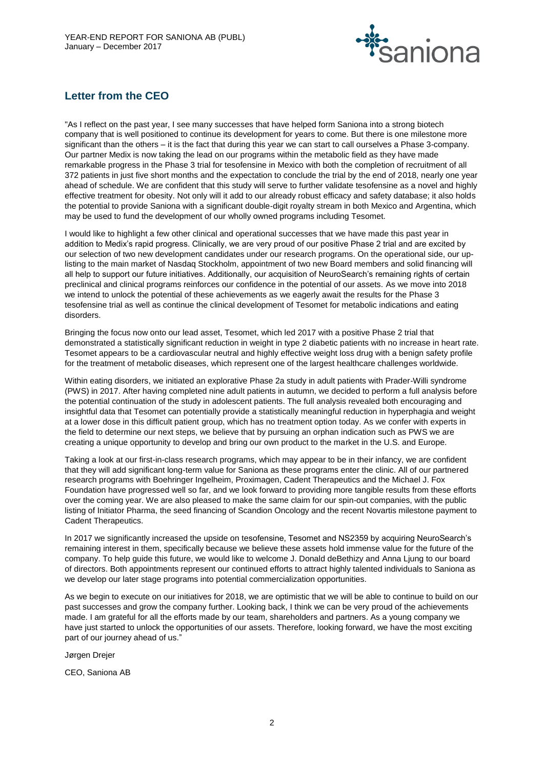## Letter from the CEO

"As I reflect on the past year, I see many successes that have helped form Saniona into a strong biotech company that is well positioned to continue its development for years to come. But there is one milestone more significant than the others – it is the fact that during this year we can start to call ourselves a Phase 3-company. Our partner Medix is now taking the lead on our programs within the metabolic field as they have made remarkable progress in the Phase 3 trial for tesofensine in Mexico with both the completion of recruitment of all 372 patients in just five short months and the expectation to conclude the trial by the end of 2018, nearly one year ahead of schedule. We are confident that this study will serve to further validate tesofensine as a novel and highly effective treatment for obesity. Not only will it add to our already robust efficacy and safety database; it also holds the potential to provide Saniona with a significant double-digit royalty stream in both Mexico and Argentina, which may be used to fund the development of our wholly owned programs including Tesomet.

I would like to highlight a few other clinical and operational successes that we have made this past year in addition to Medix's rapid progress. Clinically, we are very proud of our positive Phase 2 trial and are excited by our selection of two new development candidates under our research programs. On the operational side, our up-listing to the main market of Nasdaq Stockholm, appointment of two new Board members and solid financing will all help to support our future initiatives. Additionally, our acquisition of NeuroSearch's remaining rights of certain preclinical and clinical programs reinforces our confidence in the potential of our assets. As we move into 2018 we intend to unlock the potential of these achievements as we eagerly await the results for the Phase 3 tesofensine trial as well as continue the clinical development of Tesomet for metabolic indications and eating disorders.

Bringing the focus now onto our lead asset, Tesomet, which led 2017 with a positive Phase 2 trial that demonstrated a statistically significant reduction in weight in type 2 diabetic patients with no increase in heart rate. Tesomet appears to be a cardiovascular neutral and highly effective weight loss drug with a benign safety profile for the treatment of metabolic diseases, which represent one of the largest healthcare challenges worldwide.

Within eating disorders, we initiated an explorative Phase 2a study in adult patients with Prader-Willi syndrome (PWS) in 2017. After having completed nine adult patients in autumn, we decided to perform a full analysis before the potential continuation of the study in adolescent patients. The full analysis revealed both encouraging and insightful data that Tesomet can potentially provide a statistically meaningful reduction in hyperphagia and weight at a lower dose in this difficult patient group, which has no treatment option today. As we confer with experts in the field to determine our next steps, we believe that by pursuing an orphan indication such as PWS we are creating a unique opportunity to develop and bring our own product to the market in the U.S. and Europe.

Taking a look at our first-in-class research programs, which may appear to be in their infancy, we are confident that they will add significant long-term value for Saniona as these programs enter the clinic. All of our partnered research programs with Boehringer Ingelheim, Proximagen, Cadent Therapeutics and the Michael J. Fox Foundation have progressed well so far, and we look forward to providing more tangible results from these efforts over the coming year. We are also pleased to make the same claim for our spin-out companies, with the public listing of Initiator Pharma, the seed financing of Scandion Oncology and the recent Novartis milestone payment to Cadent Therapeutics.

In 2017 we significantly increased the upside on tesofensine, Tesomet and NS2359 by acquiring NeuroSearch's remaining interest in them, specifically because we believe these assets hold immense value for the future of the company. To help guide this future, we would like to welcome J. Donald deBethizy and Anna Ljung to our board of directors. Both appointments represent our continued efforts to attract highly talented individuals to Saniona as we develop our later stage programs into potential commercialization opportunities.

As we begin to execute on our initiatives for 2018, we are optimistic that we will be able to continue to build on our past successes and grow the company further. Looking back, I think we can be very proud of the achievements made. I am grateful for all the efforts made by our team, shareholders and partners. As a young company we have just started to unlock the opportunities of our assets. Therefore, looking forward, we have the most exciting part of our journey ahead of us."

Jørgen Drejer

CEO, Saniona AB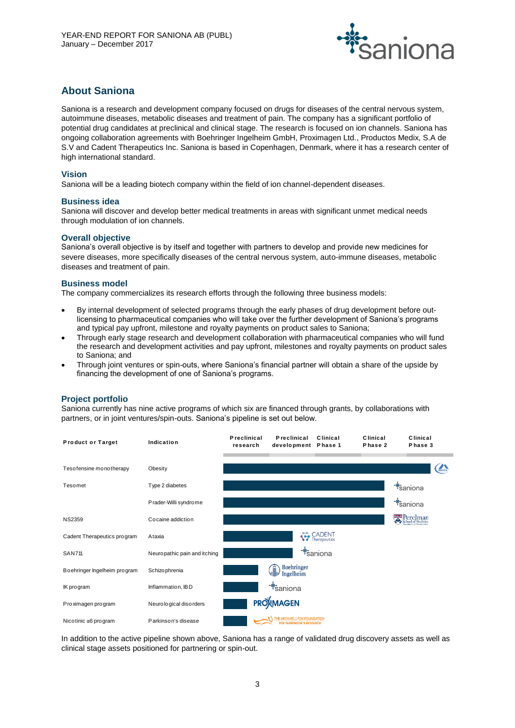## About Saniona

Saniona is a research and development company focused on drugs for diseases of the central nervous system, autoimmune diseases, metabolic diseases and treatment of pain. The company has a significant portfolio of potential drug candidates at preclinical and clinical stage. The research is focused on ion channels. Saniona has ongoing collaboration agreements with Boehringer Ingelheim GmbH, Proximagen Ltd., Productos Medix, S.A de S.V and Cadent Therapeutics Inc. Saniona is based in Copenhagen, Denmark, where it has a research center of high international standard.

### Vision

Saniona will be a leading biotech company within the field of ion channel-dependent diseases.

### Business idea

Saniona will discover and develop better medical treatments in areas with significant unmet medical needs through modulation of ion channels.

### Overall objective

Saniona's overall objective is by itself and together with partners to develop and provide new medicines for severe diseases, more specifically diseases of the central nervous system, auto-immune diseases, metabolic diseases and treatment of pain.

### Business model

The company commercializes its research efforts through the following three business models:

- By internal development of selected programs through the early phases of drug development before out-licensing to pharmaceutical companies who will take over the further development of Saniona's programs and typical pay upfront, milestone and royalty payments on product sales to Saniona;
- Through early stage research and development collaboration with pharmaceutical companies who will fund the research and development activities and pay upfront, milestones and royalty payments on product sales to Saniona; and
- Through joint ventures or spin-outs, where Saniona's financial partner will obtain a share of the upside by financing the development of one of Saniona's programs.

### Project portfolio

Saniona currently has nine active programs of which six are financed through grants, by collaborations with partners, or in joint ventures/spin-outs. Saniona's pipeline is set out below.

| Product or Target | Indication | Stage reached | Partner |
|---|---|---|---|
| Tesofensine monotherapy | Obesity | Clinical Phase 3 | Medix |
| Tesomet | Type 2 diabetes | Clinical Phase 2 | Saniona |
| | Prader-Willi syndrome | Clinical Phase 2 | Saniona |
| NS2359 | Cocaine addiction | Clinical Phase 2 | Perelman School of Medicine |
| Cadent Therapeutics program | Ataxia | Preclinical development | Cadent Therapeutics |
| SAN711 | Neuropathic pain and itching | Preclinical development | Saniona |
| Boehringer Ingelheim program | Schizophrenia | Preclinical research | Boehringer Ingelheim |
| IK program | Inflammation, IBD | Preclinical research | Saniona |
| Proximagen program | Neurological disorders | Preclinical research | Proximagen |
| Nicotinic α6 program | Parkinson's disease | Preclinical research | The Michael J. Fox Foundation for Parkinson's Research |

In addition to the active pipeline shown above, Saniona has a range of validated drug discovery assets as well as clinical stage assets positioned for partnering or spin-out.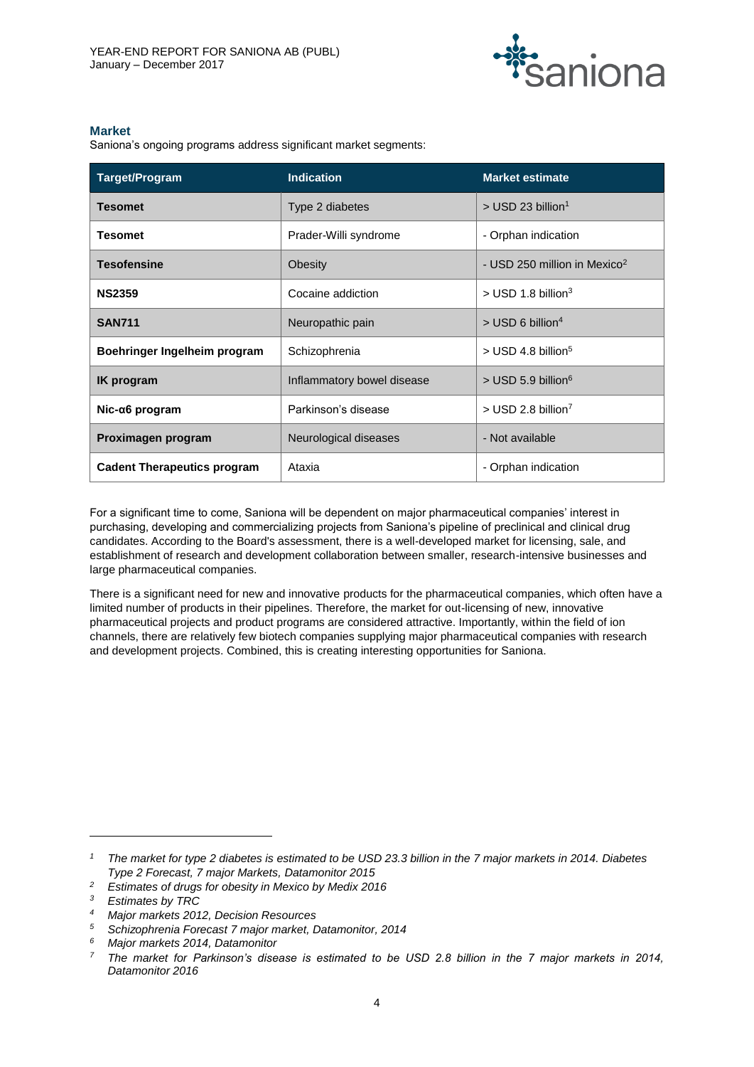## Market

Saniona's ongoing programs address significant market segments:

| Target/Program | Indication | Market estimate |
|---|---|---|
| **Tesomet** | Type 2 diabetes | > USD 23 billion[1] |
| **Tesomet** | Prader-Willi syndrome | - Orphan indication |
| **Tesofensine** | Obesity | - USD 250 million in Mexico[2] |
| **NS2359** | Cocaine addiction | > USD 1.8 billion[3] |
| **SAN711** | Neuropathic pain | > USD 6 billion[4] |
| **Boehringer Ingelheim program** | Schizophrenia | > USD 4.8 billion[5] |
| **IK program** | Inflammatory bowel disease | > USD 5.9 billion[6] |
| **Nic-α6 program** | Parkinson's disease | > USD 2.8 billion[7] |
| **Proximagen program** | Neurological diseases | - Not available |
| **Cadent Therapeutics program** | Ataxia | - Orphan indication |

For a significant time to come, Saniona will be dependent on major pharmaceutical companies' interest in purchasing, developing and commercializing projects from Saniona's pipeline of preclinical and clinical drug candidates. According to the Board's assessment, there is a well-developed market for licensing, sale, and establishment of research and development collaboration between smaller, research-intensive businesses and large pharmaceutical companies.

There is a significant need for new and innovative products for the pharmaceutical companies, which often have a limited number of products in their pipelines. Therefore, the market for out-licensing of new, innovative pharmaceutical projects and product programs are considered attractive. Importantly, within the field of ion channels, there are relatively few biotech companies supplying major pharmaceutical companies with research and development projects. Combined, this is creating interesting opportunities for Saniona.

---

[1] *The market for type 2 diabetes is estimated to be USD 23.3 billion in the 7 major markets in 2014. Diabetes Type 2 Forecast, 7 major Markets, Datamonitor 2015*

[2] *Estimates of drugs for obesity in Mexico by Medix 2016*

[3] *Estimates by TRC*

[4] *Major markets 2012, Decision Resources*

[5] *Schizophrenia Forecast 7 major market, Datamonitor, 2014*

[6] *Major markets 2014, Datamonitor*

[7] *The market for Parkinson's disease is estimated to be USD 2.8 billion in the 7 major markets in 2014, Datamonitor 2016*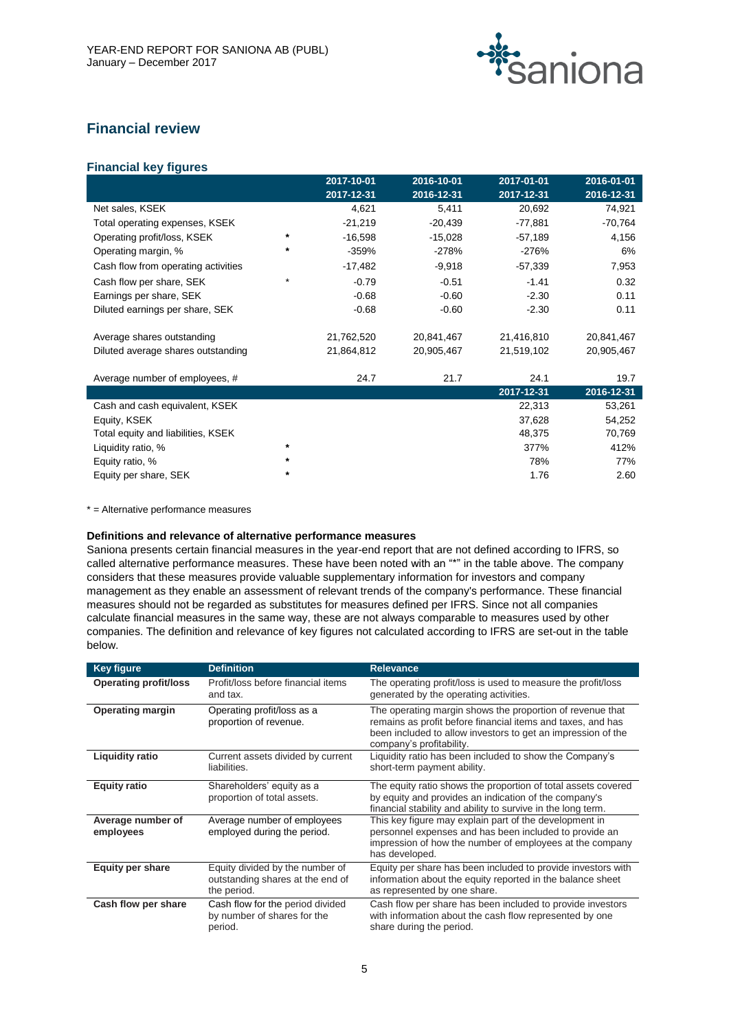## Financial review

### Financial key figures

| | | 2017-10-01 2017-12-31 | 2016-10-01 2016-12-31 | 2017-01-01 2017-12-31 | 2016-01-01 2016-12-31 |
|---|---|---|---|---|---|
| Net sales, KSEK | | 4,621 | 5,411 | 20,692 | 74,921 |
| Total operating expenses, KSEK | | -21,219 | -20,439 | -77,881 | -70,764 |
| Operating profit/loss, KSEK | * | -16,598 | -15,028 | -57,189 | 4,156 |
| Operating margin, % | * | -359% | -278% | -276% | 6% |
| Cash flow from operating activities | | -17,482 | -9,918 | -57,339 | 7,953 |
| Cash flow per share, SEK | * | -0.79 | -0.51 | -1.41 | 0.32 |
| Earnings per share, SEK | | -0.68 | -0.60 | -2.30 | 0.11 |
| Diluted earnings per share, SEK | | -0.68 | -0.60 | -2.30 | 0.11 |
| | | | | | |
| Average shares outstanding | | 21,762,520 | 20,841,467 | 21,416,810 | 20,841,467 |
| Diluted average shares outstanding | | 21,864,812 | 20,905,467 | 21,519,102 | 20,905,467 |
| | | | | | |
| Average number of employees, # | | 24.7 | 21.7 | 24.1 | 19.7 |
| | | | | **2017-12-31** | **2016-12-31** |
| Cash and cash equivalent, KSEK | | | | 22,313 | 53,261 |
| Equity, KSEK | | | | 37,628 | 54,252 |
| Total equity and liabilities, KSEK | | | | 48,375 | 70,769 |
| Liquidity ratio, % | * | | | 377% | 412% |
| Equity ratio, % | * | | | 78% | 77% |
| Equity per share, SEK | * | | | 1.76 | 2.60 |

* = Alternative performance measures

**Definitions and relevance of alternative performance measures**

Saniona presents certain financial measures in the year-end report that are not defined according to IFRS, so called alternative performance measures. These have been noted with an "*" in the table above. The company considers that these measures provide valuable supplementary information for investors and company management as they enable an assessment of relevant trends of the company's performance. These financial measures should not be regarded as substitutes for measures defined per IFRS. Since not all companies calculate financial measures in the same way, these are not always comparable to measures used by other companies. The definition and relevance of key figures not calculated according to IFRS are set-out in the table below.

| Key figure | Definition | Relevance |
|---|---|---|
| **Operating profit/loss** | Profit/loss before financial items and tax. | The operating profit/loss is used to measure the profit/loss generated by the operating activities. |
| **Operating margin** | Operating profit/loss as a proportion of revenue. | The operating margin shows the proportion of revenue that remains as profit before financial items and taxes, and has been included to allow investors to get an impression of the company's profitability. |
| **Liquidity ratio** | Current assets divided by current liabilities. | Liquidity ratio has been included to show the Company's short-term payment ability. |
| **Equity ratio** | Shareholders' equity as a proportion of total assets. | The equity ratio shows the proportion of total assets covered by equity and provides an indication of the company's financial stability and ability to survive in the long term. |
| **Average number of employees** | Average number of employees employed during the period. | This key figure may explain part of the development in personnel expenses and has been included to provide an impression of how the number of employees at the company has developed. |
| **Equity per share** | Equity divided by the number of outstanding shares at the end of the period. | Equity per share has been included to provide investors with information about the equity reported in the balance sheet as represented by one share. |
| **Cash flow per share** | Cash flow for the period divided by number of shares for the period. | Cash flow per share has been included to provide investors with information about the cash flow represented by one share during the period. |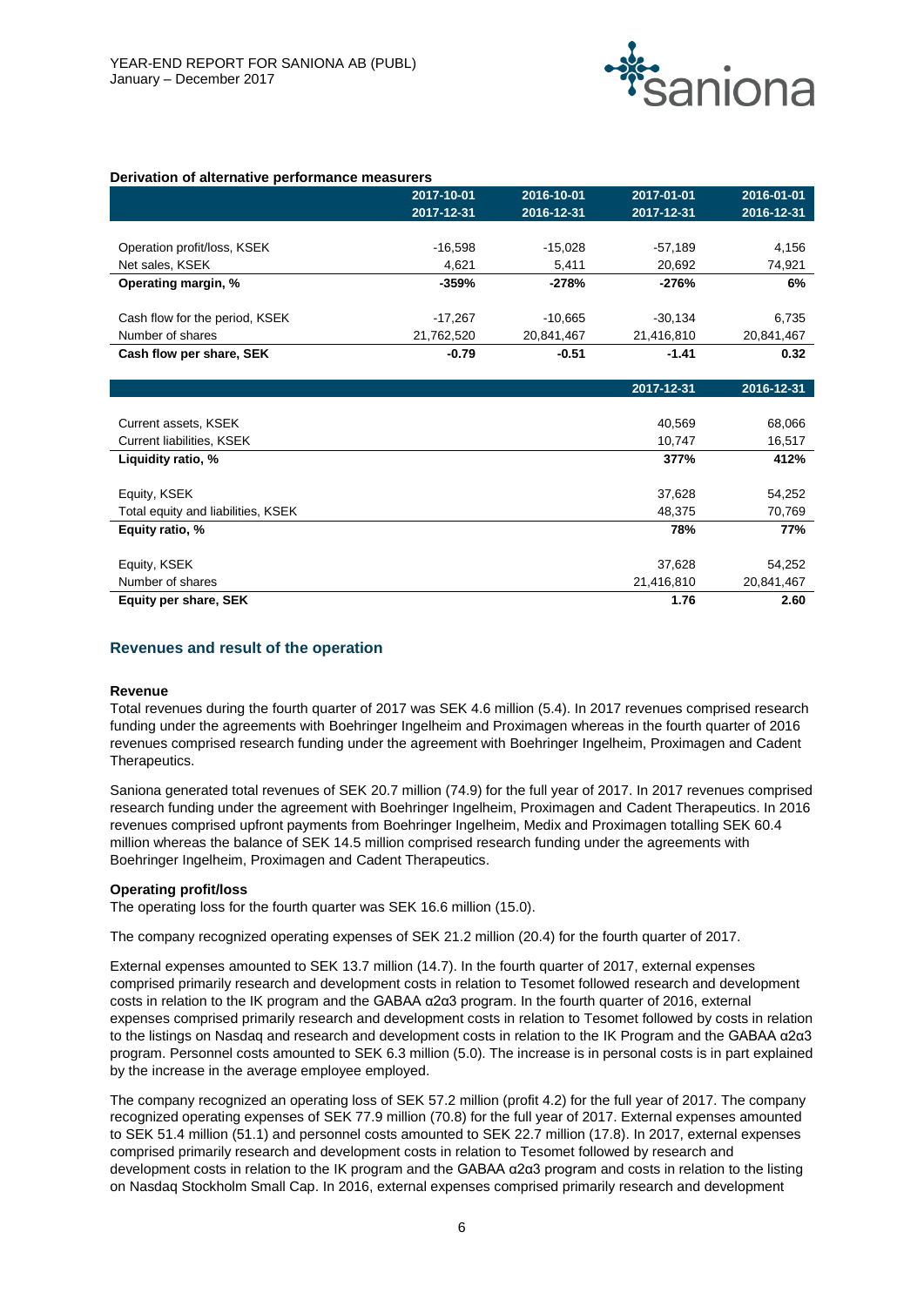**Derivation of alternative performance measurers**

| | 2017-10-01<br>2017-12-31 | 2016-10-01<br>2016-12-31 | 2017-01-01<br>2017-12-31 | 2016-01-01<br>2016-12-31 |
|---|---|---|---|---|
| Operation profit/loss, KSEK | -16,598 | -15,028 | -57,189 | 4,156 |
| Net sales, KSEK | 4,621 | 5,411 | 20,692 | 74,921 |
| **Operating margin, %** | **-359%** | **-278%** | **-276%** | **6%** |
| Cash flow for the period, KSEK | -17,267 | -10,665 | -30,134 | 6,735 |
| Number of shares | 21,762,520 | 20,841,467 | 21,416,810 | 20,841,467 |
| **Cash flow per share, SEK** | **-0.79** | **-0.51** | **-1.41** | **0.32** |

| | 2017-12-31 | 2016-12-31 |
|---|---|---|
| Current assets, KSEK | 40,569 | 68,066 |
| Current liabilities, KSEK | 10,747 | 16,517 |
| **Liquidity ratio, %** | **377%** | **412%** |
| Equity, KSEK | 37,628 | 54,252 |
| Total equity and liabilities, KSEK | 48,375 | 70,769 |
| **Equity ratio, %** | **78%** | **77%** |
| Equity, KSEK | 37,628 | 54,252 |
| Number of shares | 21,416,810 | 20,841,467 |
| **Equity per share, SEK** | **1.76** | **2.60** |

## Revenues and result of the operation

**Revenue**

Total revenues during the fourth quarter of 2017 was SEK 4.6 million (5.4). In 2017 revenues comprised research funding under the agreements with Boehringer Ingelheim and Proximagen whereas in the fourth quarter of 2016 revenues comprised research funding under the agreement with Boehringer Ingelheim, Proximagen and Cadent Therapeutics.

Saniona generated total revenues of SEK 20.7 million (74.9) for the full year of 2017. In 2017 revenues comprised research funding under the agreement with Boehringer Ingelheim, Proximagen and Cadent Therapeutics. In 2016 revenues comprised upfront payments from Boehringer Ingelheim, Medix and Proximagen totalling SEK 60.4 million whereas the balance of SEK 14.5 million comprised research funding under the agreements with Boehringer Ingelheim, Proximagen and Cadent Therapeutics.

**Operating profit/loss**

The operating loss for the fourth quarter was SEK 16.6 million (15.0).

The company recognized operating expenses of SEK 21.2 million (20.4) for the fourth quarter of 2017.

External expenses amounted to SEK 13.7 million (14.7). In the fourth quarter of 2017, external expenses comprised primarily research and development costs in relation to Tesomet followed research and development costs in relation to the IK program and the GABAA α2α3 program. In the fourth quarter of 2016, external expenses comprised primarily research and development costs in relation to Tesomet followed by costs in relation to the listings on Nasdaq and research and development costs in relation to the IK Program and the GABAA α2α3 program. Personnel costs amounted to SEK 6.3 million (5.0). The increase is in personal costs is in part explained by the increase in the average employee employed.

The company recognized an operating loss of SEK 57.2 million (profit 4.2) for the full year of 2017. The company recognized operating expenses of SEK 77.9 million (70.8) for the full year of 2017. External expenses amounted to SEK 51.4 million (51.1) and personnel costs amounted to SEK 22.7 million (17.8). In 2017, external expenses comprised primarily research and development costs in relation to Tesomet followed by research and development costs in relation to the IK program and the GABAA α2α3 program and costs in relation to the listing on Nasdaq Stockholm Small Cap. In 2016, external expenses comprised primarily research and development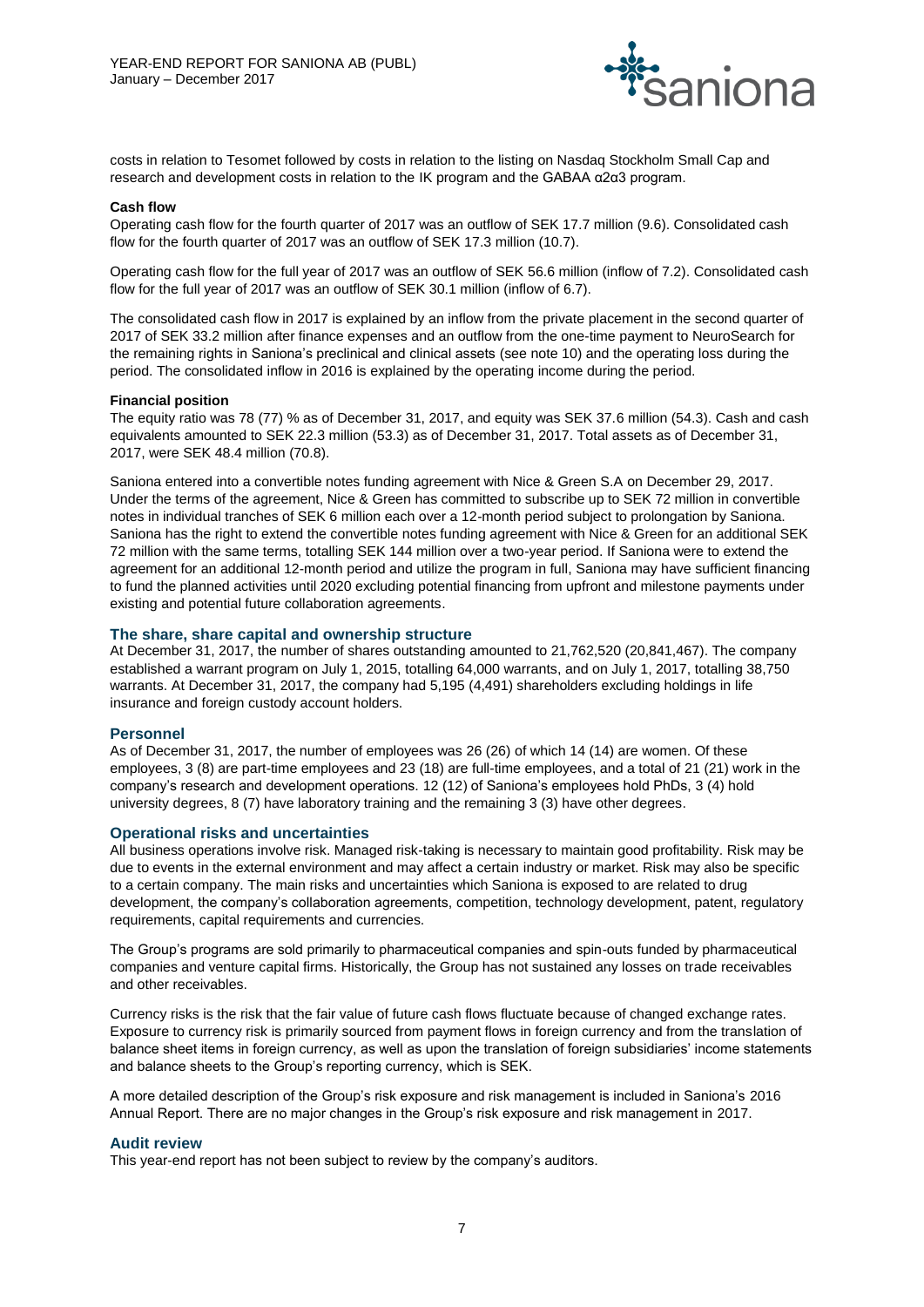costs in relation to Tesomet followed by costs in relation to the listing on Nasdaq Stockholm Small Cap and research and development costs in relation to the IK program and the GABAA α2α3 program.

**Cash flow**

Operating cash flow for the fourth quarter of 2017 was an outflow of SEK 17.7 million (9.6). Consolidated cash flow for the fourth quarter of 2017 was an outflow of SEK 17.3 million (10.7).

Operating cash flow for the full year of 2017 was an outflow of SEK 56.6 million (inflow of 7.2). Consolidated cash flow for the full year of 2017 was an outflow of SEK 30.1 million (inflow of 6.7).

The consolidated cash flow in 2017 is explained by an inflow from the private placement in the second quarter of 2017 of SEK 33.2 million after finance expenses and an outflow from the one-time payment to NeuroSearch for the remaining rights in Saniona's preclinical and clinical assets (see note 10) and the operating loss during the period. The consolidated inflow in 2016 is explained by the operating income during the period.

**Financial position**

The equity ratio was 78 (77) % as of December 31, 2017, and equity was SEK 37.6 million (54.3). Cash and cash equivalents amounted to SEK 22.3 million (53.3) as of December 31, 2017. Total assets as of December 31, 2017, were SEK 48.4 million (70.8).

Saniona entered into a convertible notes funding agreement with Nice & Green S.A on December 29, 2017. Under the terms of the agreement, Nice & Green has committed to subscribe up to SEK 72 million in convertible notes in individual tranches of SEK 6 million each over a 12-month period subject to prolongation by Saniona. Saniona has the right to extend the convertible notes funding agreement with Nice & Green for an additional SEK 72 million with the same terms, totalling SEK 144 million over a two-year period. If Saniona were to extend the agreement for an additional 12-month period and utilize the program in full, Saniona may have sufficient financing to fund the planned activities until 2020 excluding potential financing from upfront and milestone payments under existing and potential future collaboration agreements.

## The share, share capital and ownership structure

At December 31, 2017, the number of shares outstanding amounted to 21,762,520 (20,841,467). The company established a warrant program on July 1, 2015, totalling 64,000 warrants, and on July 1, 2017, totalling 38,750 warrants. At December 31, 2017, the company had 5,195 (4,491) shareholders excluding holdings in life insurance and foreign custody account holders.

## Personnel

As of December 31, 2017, the number of employees was 26 (26) of which 14 (14) are women. Of these employees, 3 (8) are part-time employees and 23 (18) are full-time employees, and a total of 21 (21) work in the company's research and development operations. 12 (12) of Saniona's employees hold PhDs, 3 (4) hold university degrees, 8 (7) have laboratory training and the remaining 3 (3) have other degrees.

## Operational risks and uncertainties

All business operations involve risk. Managed risk-taking is necessary to maintain good profitability. Risk may be due to events in the external environment and may affect a certain industry or market. Risk may also be specific to a certain company. The main risks and uncertainties which Saniona is exposed to are related to drug development, the company's collaboration agreements, competition, technology development, patent, regulatory requirements, capital requirements and currencies.

The Group's programs are sold primarily to pharmaceutical companies and spin-outs funded by pharmaceutical companies and venture capital firms. Historically, the Group has not sustained any losses on trade receivables and other receivables.

Currency risks is the risk that the fair value of future cash flows fluctuate because of changed exchange rates. Exposure to currency risk is primarily sourced from payment flows in foreign currency and from the translation of balance sheet items in foreign currency, as well as upon the translation of foreign subsidiaries' income statements and balance sheets to the Group's reporting currency, which is SEK.

A more detailed description of the Group's risk exposure and risk management is included in Saniona's 2016 Annual Report. There are no major changes in the Group's risk exposure and risk management in 2017.

## Audit review

This year-end report has not been subject to review by the company's auditors.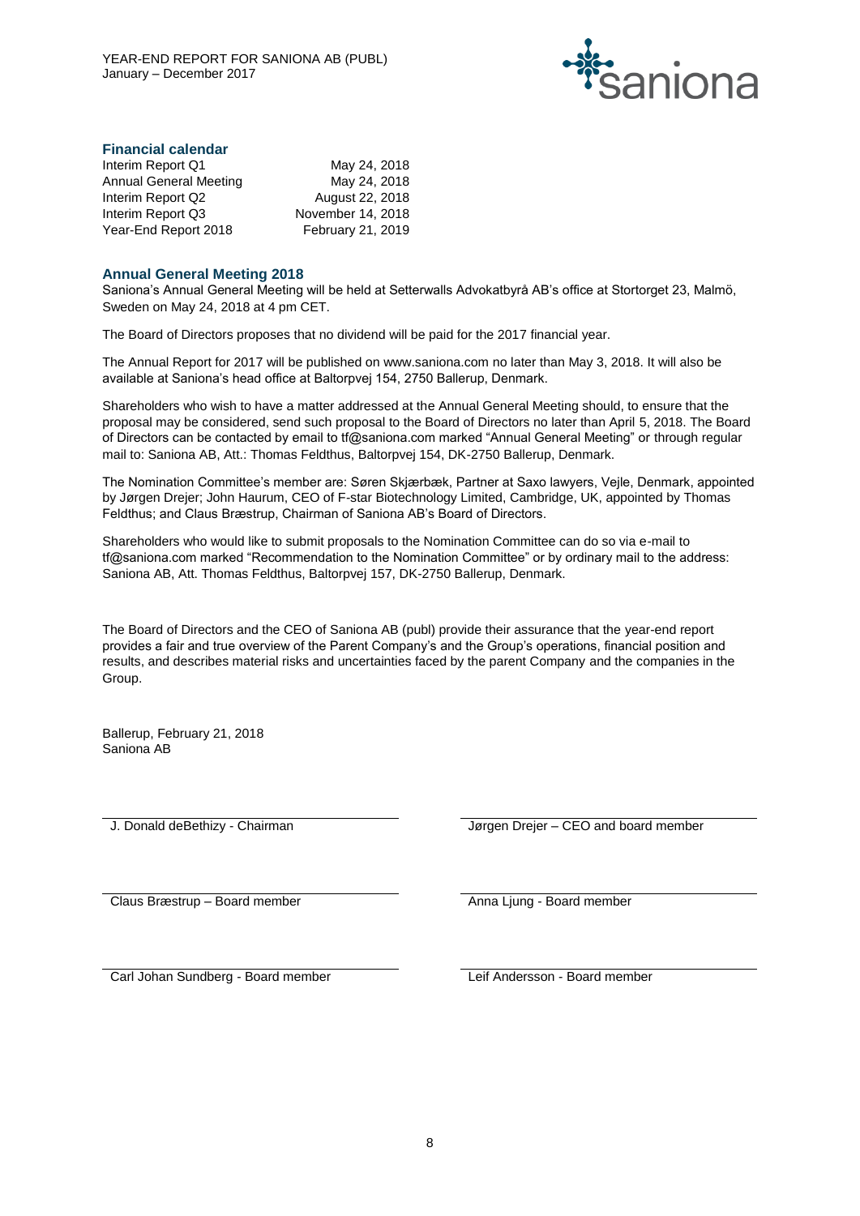### Financial calendar

| | |
|---|---|
| Interim Report Q1 | May 24, 2018 |
| Annual General Meeting | May 24, 2018 |
| Interim Report Q2 | August 22, 2018 |
| Interim Report Q3 | November 14, 2018 |
| Year-End Report 2018 | February 21, 2019 |

### Annual General Meeting 2018

Saniona's Annual General Meeting will be held at Setterwalls Advokatbyrå AB's office at Stortorget 23, Malmö, Sweden on May 24, 2018 at 4 pm CET.

The Board of Directors proposes that no dividend will be paid for the 2017 financial year.

The Annual Report for 2017 will be published on www.saniona.com no later than May 3, 2018. It will also be available at Saniona's head office at Baltorpvej 154, 2750 Ballerup, Denmark.

Shareholders who wish to have a matter addressed at the Annual General Meeting should, to ensure that the proposal may be considered, send such proposal to the Board of Directors no later than April 5, 2018. The Board of Directors can be contacted by email to tf@saniona.com marked "Annual General Meeting" or through regular mail to: Saniona AB, Att.: Thomas Feldthus, Baltorpvej 154, DK-2750 Ballerup, Denmark.

The Nomination Committee's member are: Søren Skjærbæk, Partner at Saxo lawyers, Vejle, Denmark, appointed by Jørgen Drejer; John Haurum, CEO of F-star Biotechnology Limited, Cambridge, UK, appointed by Thomas Feldthus; and Claus Bræstrup, Chairman of Saniona AB's Board of Directors.

Shareholders who would like to submit proposals to the Nomination Committee can do so via e-mail to tf@saniona.com marked "Recommendation to the Nomination Committee" or by ordinary mail to the address: Saniona AB, Att. Thomas Feldthus, Baltorpvej 157, DK-2750 Ballerup, Denmark.

The Board of Directors and the CEO of Saniona AB (publ) provide their assurance that the year-end report provides a fair and true overview of the Parent Company's and the Group's operations, financial position and results, and describes material risks and uncertainties faced by the parent Company and the companies in the Group.

Ballerup, February 21, 2018
Saniona AB

J. Donald deBethizy - Chairman

Jørgen Drejer – CEO and board member

Claus Bræstrup – Board member

Anna Ljung - Board member

Carl Johan Sundberg - Board member

Leif Andersson - Board member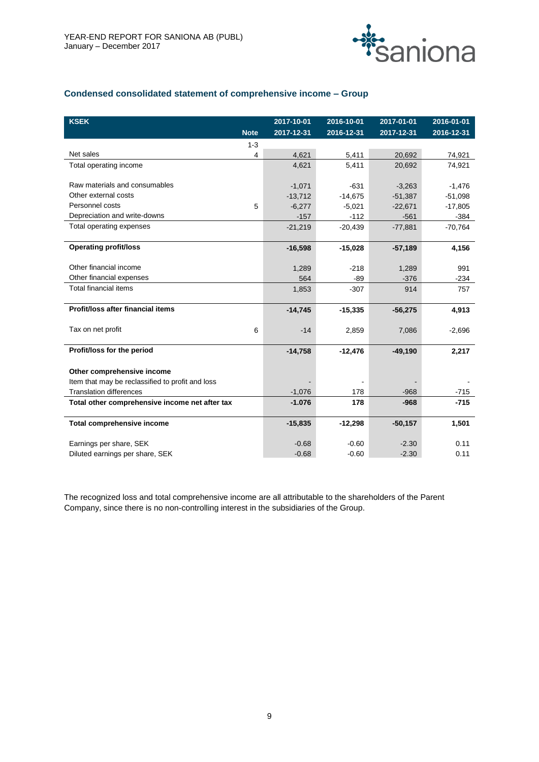## Condensed consolidated statement of comprehensive income – Group

| KSEK | Note | 2017-10-01<br>2017-12-31 | 2016-10-01<br>2016-12-31 | 2017-01-01<br>2017-12-31 | 2016-01-01<br>2016-12-31 |
|---|---|---|---|---|---|
| | 1-3 | | | | |
| Net sales | 4 | 4,621 | 5,411 | 20,692 | 74,921 |
| Total operating income | | 4,621 | 5,411 | 20,692 | 74,921 |
| | | | | | |
| Raw materials and consumables | | -1,071 | -631 | -3,263 | -1,476 |
| Other external costs | | -13,712 | -14,675 | -51,387 | -51,098 |
| Personnel costs | 5 | -6,277 | -5,021 | -22,671 | -17,805 |
| Depreciation and write-downs | | -157 | -112 | -561 | -384 |
| Total operating expenses | | -21,219 | -20,439 | -77,881 | -70,764 |
| | | | | | |
| **Operating profit/loss** | | **-16,598** | **-15,028** | **-57,189** | **4,156** |
| | | | | | |
| Other financial income | | 1,289 | -218 | 1,289 | 991 |
| Other financial expenses | | 564 | -89 | -376 | -234 |
| Total financial items | | 1,853 | -307 | 914 | 757 |
| | | | | | |
| **Profit/loss after financial items** | | **-14,745** | **-15,335** | **-56,275** | **4,913** |
| | | | | | |
| Tax on net profit | 6 | -14 | 2,859 | 7,086 | -2,696 |
| | | | | | |
| **Profit/loss for the period** | | **-14,758** | **-12,476** | **-49,190** | **2,217** |
| | | | | | |
| **Other comprehensive income** | | | | | |
| Item that may be reclassified to profit and loss | | - | - | - | - |
| Translation differences | | -1,076 | 178 | -968 | -715 |
| **Total other comprehensive income net after tax** | | **-1.076** | **178** | **-968** | **-715** |
| | | | | | |
| **Total comprehensive income** | | **-15,835** | **-12,298** | **-50,157** | **1,501** |
| | | | | | |
| Earnings per share, SEK | | -0.68 | -0.60 | -2.30 | 0.11 |
| Diluted earnings per share, SEK | | -0.68 | -0.60 | -2.30 | 0.11 |

The recognized loss and total comprehensive income are all attributable to the shareholders of the Parent Company, since there is no non-controlling interest in the subsidiaries of the Group.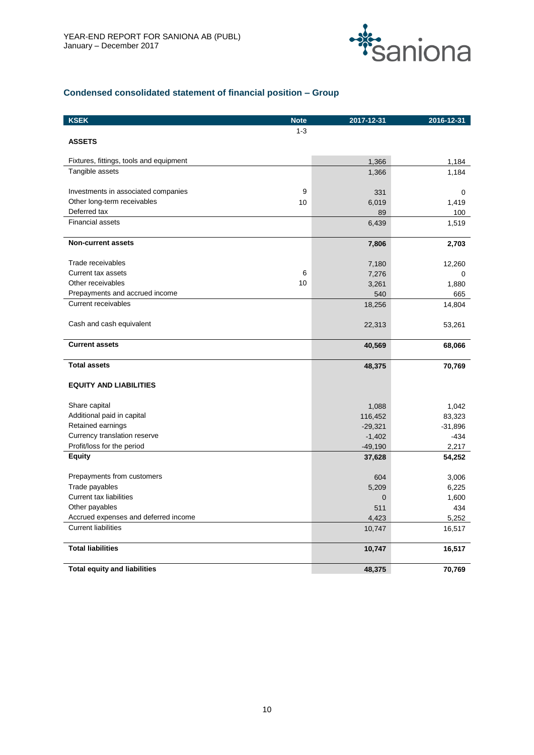## Condensed consolidated statement of financial position – Group

| KSEK | Note | 2017-12-31 | 2016-12-31 |
|---|---|---|---|
| | 1-3 | | |
| **ASSETS** | | | |
| Fixtures, fittings, tools and equipment | | 1,366 | 1,184 |
| Tangible assets | | 1,366 | 1,184 |
| Investments in associated companies | 9 | 331 | 0 |
| Other long-term receivables | 10 | 6,019 | 1,419 |
| Deferred tax | | 89 | 100 |
| Financial assets | | 6,439 | 1,519 |
| **Non-current assets** | | **7,806** | **2,703** |
| Trade receivables | | 7,180 | 12,260 |
| Current tax assets | 6 | 7,276 | 0 |
| Other receivables | 10 | 3,261 | 1,880 |
| Prepayments and accrued income | | 540 | 665 |
| Current receivables | | 18,256 | 14,804 |
| Cash and cash equivalent | | 22,313 | 53,261 |
| **Current assets** | | **40,569** | **68,066** |
| **Total assets** | | **48,375** | **70,769** |
| **EQUITY AND LIABILITIES** | | | |
| Share capital | | 1,088 | 1,042 |
| Additional paid in capital | | 116,452 | 83,323 |
| Retained earnings | | -29,321 | -31,896 |
| Currency translation reserve | | -1,402 | -434 |
| Profit/loss for the period | | -49,190 | 2,217 |
| **Equity** | | **37,628** | **54,252** |
| Prepayments from customers | | 604 | 3,006 |
| Trade payables | | 5,209 | 6,225 |
| Current tax liabilities | | 0 | 1,600 |
| Other payables | | 511 | 434 |
| Accrued expenses and deferred income | | 4,423 | 5,252 |
| Current liabilities | | 10,747 | 16,517 |
| **Total liabilities** | | **10,747** | **16,517** |
| **Total equity and liabilities** | | **48,375** | **70,769** |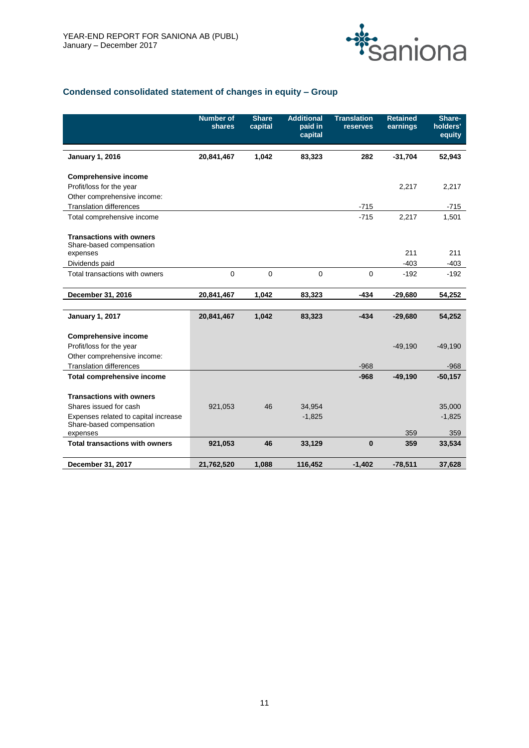## Condensed consolidated statement of changes in equity – Group

| | Number of shares | Share capital | Additional paid in capital | Translation reserves | Retained earnings | Share-holders' equity |
|---|---|---|---|---|---|---|
| **January 1, 2016** | **20,841,467** | **1,042** | **83,323** | **282** | **-31,704** | **52,943** |
| | | | | | | |
| **Comprehensive income** | | | | | | |
| Profit/loss for the year | | | | | 2,217 | 2,217 |
| Other comprehensive income: | | | | | | |
| Translation differences | | | | -715 | | -715 |
| Total comprehensive income | | | | -715 | 2,217 | 1,501 |
| | | | | | | |
| **Transactions with owners** | | | | | | |
| Share-based compensation expenses | | | | | 211 | 211 |
| Dividends paid | | | | | -403 | -403 |
| Total transactions with owners | 0 | 0 | 0 | 0 | -192 | -192 |
| | | | | | | |
| **December 31, 2016** | **20,841,467** | **1,042** | **83,323** | **-434** | **-29,680** | **54,252** |
| | | | | | | |
| **January 1, 2017** | **20,841,467** | **1,042** | **83,323** | **-434** | **-29,680** | **54,252** |
| | | | | | | |
| **Comprehensive income** | | | | | | |
| Profit/loss for the year | | | | | -49,190 | -49,190 |
| Other comprehensive income: | | | | | | |
| Translation differences | | | | -968 | | -968 |
| **Total comprehensive income** | | | | **-968** | **-49,190** | **-50,157** |
| | | | | | | |
| **Transactions with owners** | | | | | | |
| Shares issued for cash | 921,053 | 46 | 34,954 | | | 35,000 |
| Expenses related to capital increase | | | -1,825 | | | -1,825 |
| Share-based compensation expenses | | | | | 359 | 359 |
| **Total transactions with owners** | **921,053** | **46** | **33,129** | **0** | **359** | **33,534** |
| | | | | | | |
| **December 31, 2017** | **21,762,520** | **1,088** | **116,452** | **-1,402** | **-78,511** | **37,628** |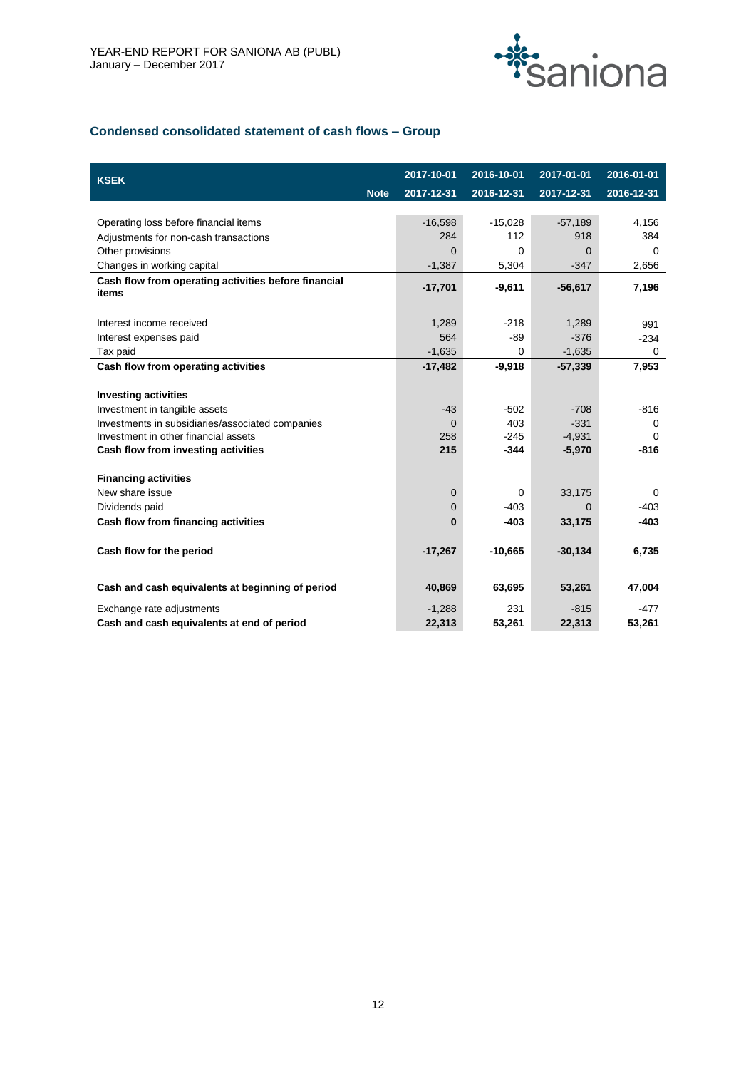## Condensed consolidated statement of cash flows – Group

| KSEK | Note | 2017-10-01<br>2017-12-31 | 2016-10-01<br>2016-12-31 | 2017-01-01<br>2017-12-31 | 2016-01-01<br>2016-12-31 |
|---|---|---|---|---|---|
| Operating loss before financial items | | -16,598 | -15,028 | -57,189 | 4,156 |
| Adjustments for non-cash transactions | | 284 | 112 | 918 | 384 |
| Other provisions | | 0 | 0 | 0 | 0 |
| Changes in working capital | | -1,387 | 5,304 | -347 | 2,656 |
| **Cash flow from operating activities before financial items** | | **-17,701** | **-9,611** | **-56,617** | **7,196** |
| Interest income received | | 1,289 | -218 | 1,289 | 991 |
| Interest expenses paid | | 564 | -89 | -376 | -234 |
| Tax paid | | -1,635 | 0 | -1,635 | 0 |
| **Cash flow from operating activities** | | **-17,482** | **-9,918** | **-57,339** | **7,953** |
| **Investing activities** | | | | | |
| Investment in tangible assets | | -43 | -502 | -708 | -816 |
| Investments in subsidiaries/associated companies | | 0 | 403 | -331 | 0 |
| Investment in other financial assets | | 258 | -245 | -4,931 | 0 |
| **Cash flow from investing activities** | | **215** | **-344** | **-5,970** | **-816** |
| **Financing activities** | | | | | |
| New share issue | | 0 | 0 | 33,175 | 0 |
| Dividends paid | | 0 | -403 | 0 | -403 |
| **Cash flow from financing activities** | | **0** | **-403** | **33,175** | **-403** |
| **Cash flow for the period** | | **-17,267** | **-10,665** | **-30,134** | **6,735** |
| **Cash and cash equivalents at beginning of period** | | **40,869** | **63,695** | **53,261** | **47,004** |
| Exchange rate adjustments | | -1,288 | 231 | -815 | -477 |
| **Cash and cash equivalents at end of period** | | **22,313** | **53,261** | **22,313** | **53,261** |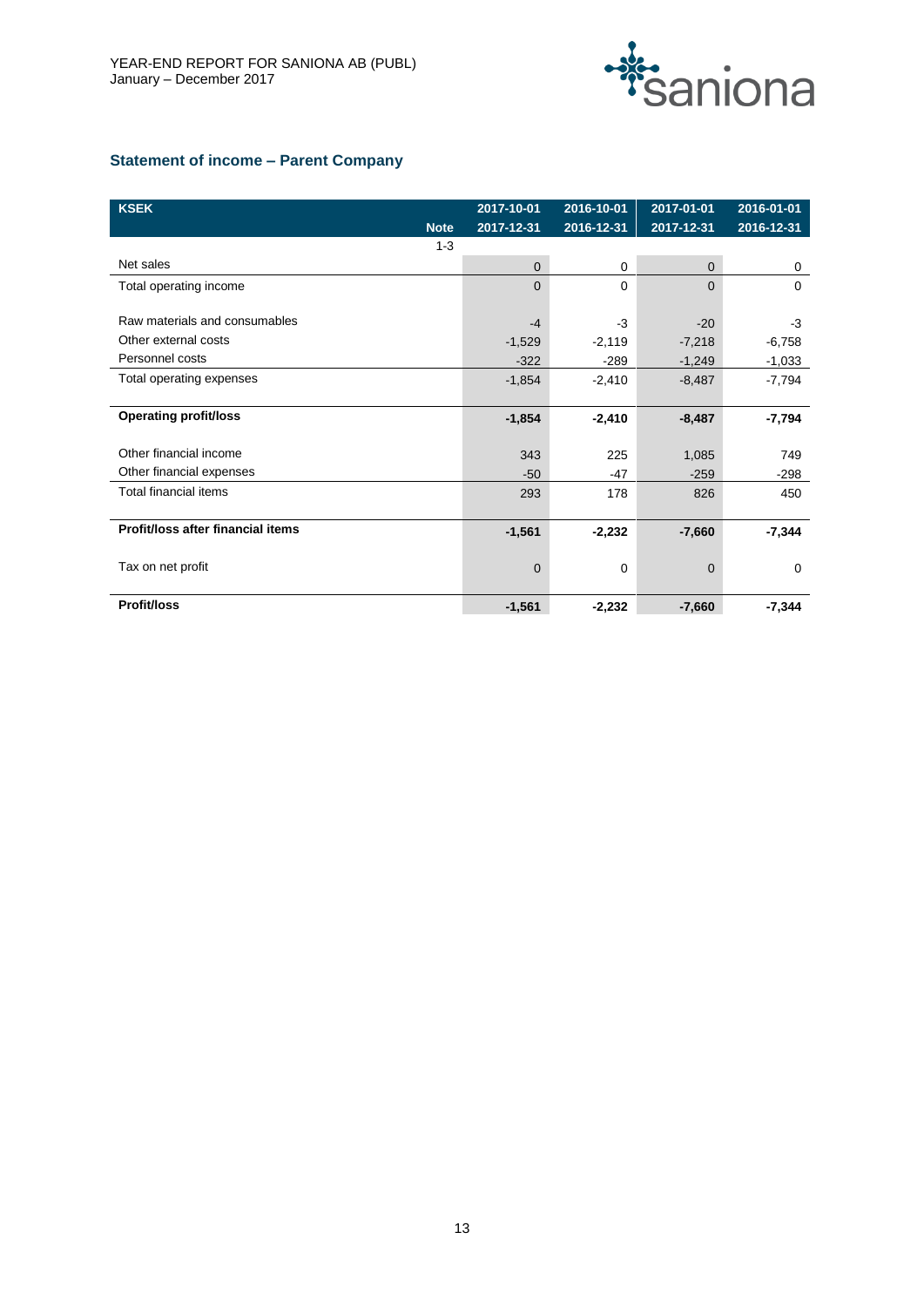## Statement of income – Parent Company

| KSEK | Note | 2017-10-01<br>2017-12-31 | 2016-10-01<br>2016-12-31 | 2017-01-01<br>2017-12-31 | 2016-01-01<br>2016-12-31 |
|---|---|---|---|---|---|
| | 1-3 | | | | |
| Net sales | | 0 | 0 | 0 | 0 |
| Total operating income | | 0 | 0 | 0 | 0 |
| | | | | | |
| Raw materials and consumables | | -4 | -3 | -20 | -3 |
| Other external costs | | -1,529 | -2,119 | -7,218 | -6,758 |
| Personnel costs | | -322 | -289 | -1,249 | -1,033 |
| Total operating expenses | | -1,854 | -2,410 | -8,487 | -7,794 |
| | | | | | |
| **Operating profit/loss** | | **-1,854** | **-2,410** | **-8,487** | **-7,794** |
| | | | | | |
| Other financial income | | 343 | 225 | 1,085 | 749 |
| Other financial expenses | | -50 | -47 | -259 | -298 |
| Total financial items | | 293 | 178 | 826 | 450 |
| | | | | | |
| **Profit/loss after financial items** | | **-1,561** | **-2,232** | **-7,660** | **-7,344** |
| | | | | | |
| Tax on net profit | | 0 | 0 | 0 | 0 |
| | | | | | |
| **Profit/loss** | | **-1,561** | **-2,232** | **-7,660** | **-7,344** |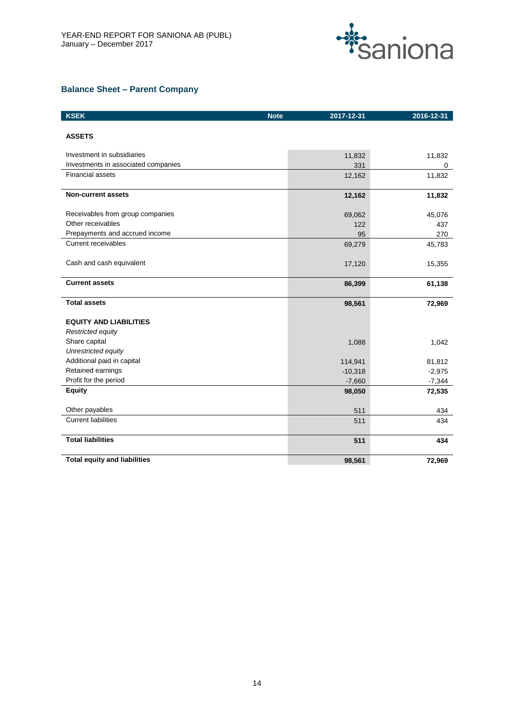## Balance Sheet – Parent Company

| KSEK | Note | 2017-12-31 | 2016-12-31 |
|---|---|---|---|
| **ASSETS** | | | |
| Investment in subsidiaries | | 11,832 | 11,832 |
| Investments in associated companies | | 331 | 0 |
| Financial assets | | 12,162 | 11,832 |
| **Non-current assets** | | **12,162** | **11,832** |
| Receivables from group companies | | 69,062 | 45,076 |
| Other receivables | | 122 | 437 |
| Prepayments and accrued income | | 95 | 270 |
| Current receivables | | 69,279 | 45,783 |
| Cash and cash equivalent | | 17,120 | 15,355 |
| **Current assets** | | **86,399** | **61,138** |
| **Total assets** | | **98,561** | **72,969** |
| **EQUITY AND LIABILITIES** | | | |
| *Restricted equity* | | | |
| Share capital | | 1,088 | 1,042 |
| *Unrestricted equity* | | | |
| Additional paid in capital | | 114,941 | 81,812 |
| Retained earnings | | -10,318 | -2,975 |
| Profit for the period | | -7,660 | -7,344 |
| **Equity** | | **98,050** | **72,535** |
| Other payables | | 511 | 434 |
| Current liabilities | | 511 | 434 |
| **Total liabilities** | | **511** | **434** |
| **Total equity and liabilities** | | **98,561** | **72,969** |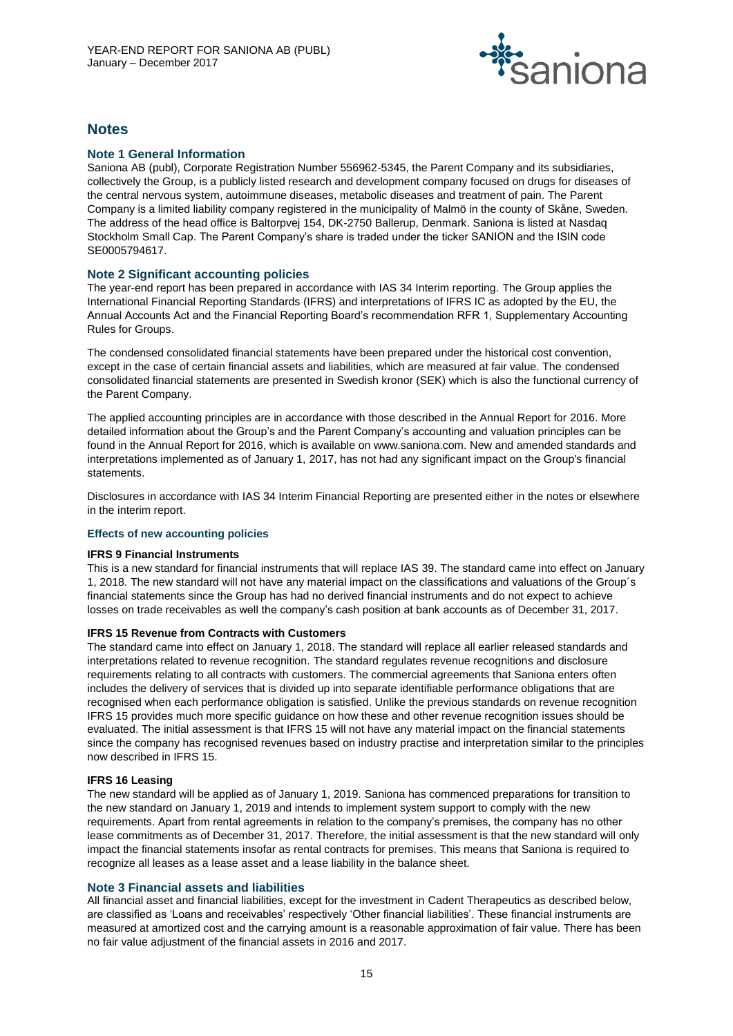# Notes

## Note 1 General Information

Saniona AB (publ), Corporate Registration Number 556962-5345, the Parent Company and its subsidiaries, collectively the Group, is a publicly listed research and development company focused on drugs for diseases of the central nervous system, autoimmune diseases, metabolic diseases and treatment of pain. The Parent Company is a limited liability company registered in the municipality of Malmö in the county of Skåne, Sweden. The address of the head office is Baltorpvej 154, DK-2750 Ballerup, Denmark. Saniona is listed at Nasdaq Stockholm Small Cap. The Parent Company's share is traded under the ticker SANION and the ISIN code SE0005794617.

## Note 2 Significant accounting policies

The year-end report has been prepared in accordance with IAS 34 Interim reporting. The Group applies the International Financial Reporting Standards (IFRS) and interpretations of IFRS IC as adopted by the EU, the Annual Accounts Act and the Financial Reporting Board's recommendation RFR 1, Supplementary Accounting Rules for Groups.

The condensed consolidated financial statements have been prepared under the historical cost convention, except in the case of certain financial assets and liabilities, which are measured at fair value. The condensed consolidated financial statements are presented in Swedish kronor (SEK) which is also the functional currency of the Parent Company.

The applied accounting principles are in accordance with those described in the Annual Report for 2016. More detailed information about the Group's and the Parent Company's accounting and valuation principles can be found in the Annual Report for 2016, which is available on www.saniona.com. New and amended standards and interpretations implemented as of January 1, 2017, has not had any significant impact on the Group's financial statements.

Disclosures in accordance with IAS 34 Interim Financial Reporting are presented either in the notes or elsewhere in the interim report.

### Effects of new accounting policies

**IFRS 9 Financial Instruments**

This is a new standard for financial instruments that will replace IAS 39. The standard came into effect on January 1, 2018. The new standard will not have any material impact on the classifications and valuations of the Group´s financial statements since the Group has had no derived financial instruments and do not expect to achieve losses on trade receivables as well the company's cash position at bank accounts as of December 31, 2017.

**IFRS 15 Revenue from Contracts with Customers**

The standard came into effect on January 1, 2018. The standard will replace all earlier released standards and interpretations related to revenue recognition. The standard regulates revenue recognitions and disclosure requirements relating to all contracts with customers. The commercial agreements that Saniona enters often includes the delivery of services that is divided up into separate identifiable performance obligations that are recognised when each performance obligation is satisfied. Unlike the previous standards on revenue recognition IFRS 15 provides much more specific guidance on how these and other revenue recognition issues should be evaluated. The initial assessment is that IFRS 15 will not have any material impact on the financial statements since the company has recognised revenues based on industry practise and interpretation similar to the principles now described in IFRS 15.

**IFRS 16 Leasing**

The new standard will be applied as of January 1, 2019. Saniona has commenced preparations for transition to the new standard on January 1, 2019 and intends to implement system support to comply with the new requirements. Apart from rental agreements in relation to the company's premises, the company has no other lease commitments as of December 31, 2017. Therefore, the initial assessment is that the new standard will only impact the financial statements insofar as rental contracts for premises. This means that Saniona is required to recognize all leases as a lease asset and a lease liability in the balance sheet.

## Note 3 Financial assets and liabilities

All financial asset and financial liabilities, except for the investment in Cadent Therapeutics as described below, are classified as 'Loans and receivables' respectively 'Other financial liabilities'. These financial instruments are measured at amortized cost and the carrying amount is a reasonable approximation of fair value. There has been no fair value adjustment of the financial assets in 2016 and 2017.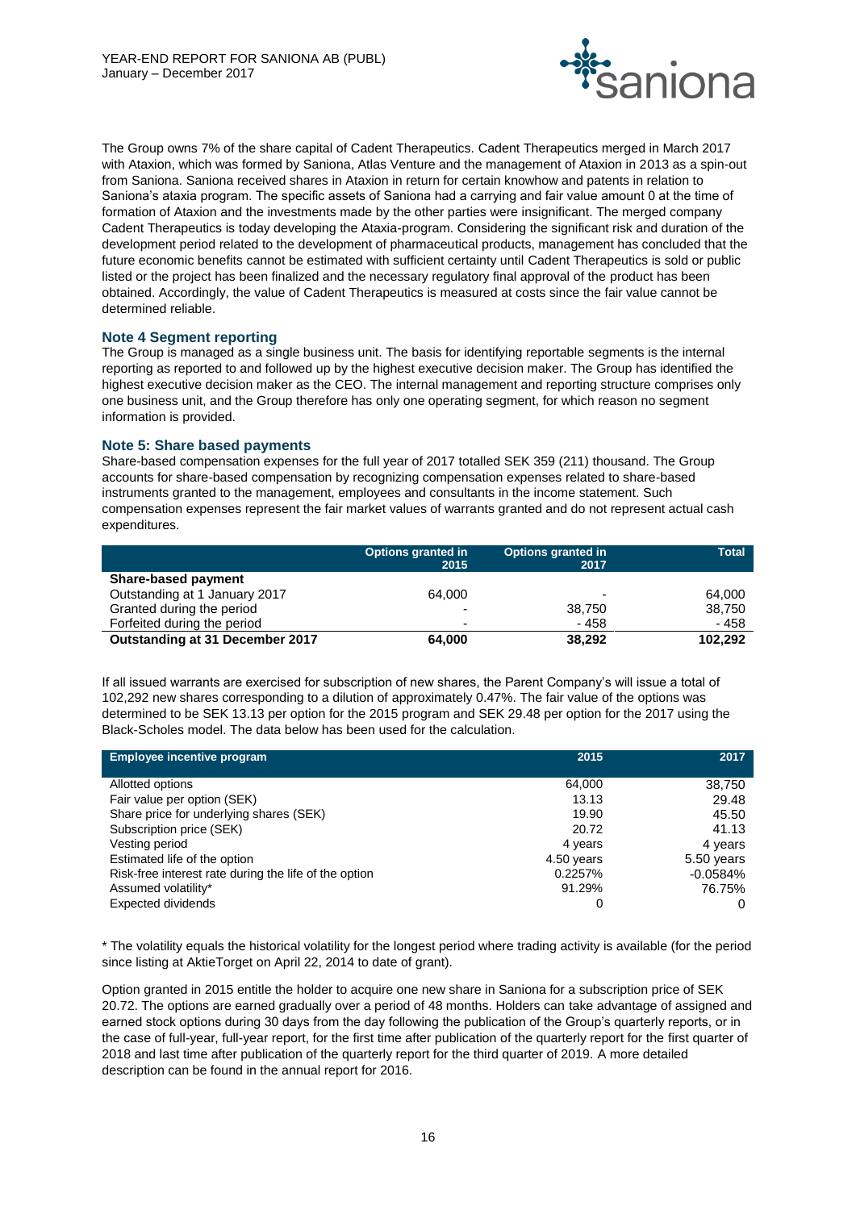The Group owns 7% of the share capital of Cadent Therapeutics. Cadent Therapeutics merged in March 2017 with Ataxion, which was formed by Saniona, Atlas Venture and the management of Ataxion in 2013 as a spin-out from Saniona. Saniona received shares in Ataxion in return for certain knowhow and patents in relation to Saniona's ataxia program. The specific assets of Saniona had a carrying and fair value amount 0 at the time of formation of Ataxion and the investments made by the other parties were insignificant. The merged company Cadent Therapeutics is today developing the Ataxia-program. Considering the significant risk and duration of the development period related to the development of pharmaceutical products, management has concluded that the future economic benefits cannot be estimated with sufficient certainty until Cadent Therapeutics is sold or public listed or the project has been finalized and the necessary regulatory final approval of the product has been obtained. Accordingly, the value of Cadent Therapeutics is measured at costs since the fair value cannot be determined reliable.

### Note 4 Segment reporting

The Group is managed as a single business unit. The basis for identifying reportable segments is the internal reporting as reported to and followed up by the highest executive decision maker. The Group has identified the highest executive decision maker as the CEO. The internal management and reporting structure comprises only one business unit, and the Group therefore has only one operating segment, for which reason no segment information is provided.

### Note 5: Share based payments

Share-based compensation expenses for the full year of 2017 totalled SEK 359 (211) thousand. The Group accounts for share-based compensation by recognizing compensation expenses related to share-based instruments granted to the management, employees and consultants in the income statement. Such compensation expenses represent the fair market values of warrants granted and do not represent actual cash expenditures.

| | Options granted in 2015 | Options granted in 2017 | Total |
|---|---|---|---|
| **Share-based payment** | | | |
| Outstanding at 1 January 2017 | 64,000 | - | 64,000 |
| Granted during the period | - | 38,750 | 38,750 |
| Forfeited during the period | - | - 458 | - 458 |
| **Outstanding at 31 December 2017** | **64,000** | **38,292** | **102,292** |

If all issued warrants are exercised for subscription of new shares, the Parent Company's will issue a total of 102,292 new shares corresponding to a dilution of approximately 0.47%. The fair value of the options was determined to be SEK 13.13 per option for the 2015 program and SEK 29.48 per option for the 2017 using the Black-Scholes model. The data below has been used for the calculation.

| Employee incentive program | 2015 | 2017 |
|---|---|---|
| Allotted options | 64,000 | 38,750 |
| Fair value per option (SEK) | 13.13 | 29.48 |
| Share price for underlying shares (SEK) | 19.90 | 45.50 |
| Subscription price (SEK) | 20.72 | 41.13 |
| Vesting period | 4 years | 4 years |
| Estimated life of the option | 4.50 years | 5.50 years |
| Risk-free interest rate during the life of the option | 0.2257% | -0.0584% |
| Assumed volatility* | 91.29% | 76.75% |
| Expected dividends | 0 | 0 |

\* The volatility equals the historical volatility for the longest period where trading activity is available (for the period since listing at AktieTorget on April 22, 2014 to date of grant).

Option granted in 2015 entitle the holder to acquire one new share in Saniona for a subscription price of SEK 20.72. The options are earned gradually over a period of 48 months. Holders can take advantage of assigned and earned stock options during 30 days from the day following the publication of the Group's quarterly reports, or in the case of full-year, full-year report, for the first time after publication of the quarterly report for the first quarter of 2018 and last time after publication of the quarterly report for the third quarter of 2019. A more detailed description can be found in the annual report for 2016.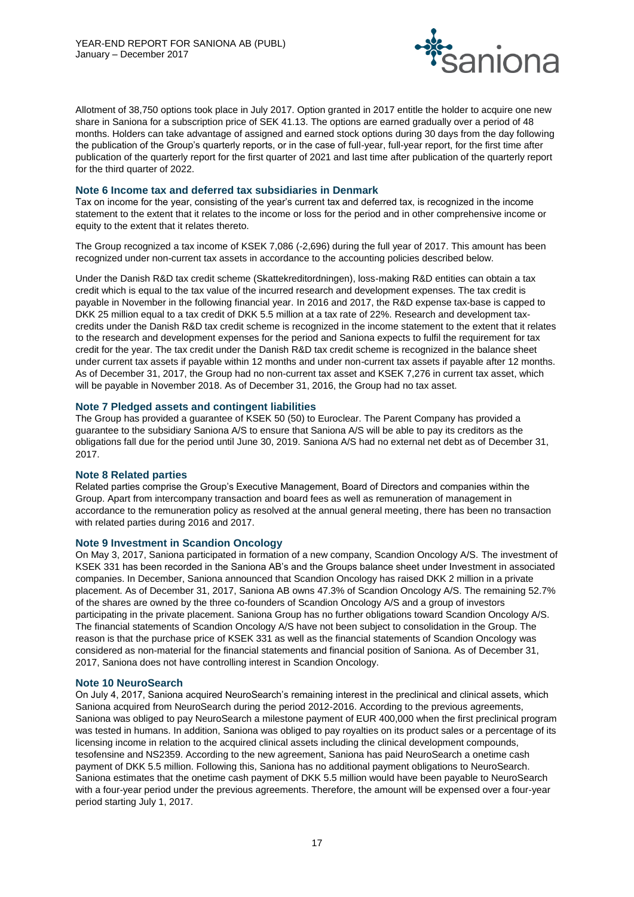Allotment of 38,750 options took place in July 2017. Option granted in 2017 entitle the holder to acquire one new share in Saniona for a subscription price of SEK 41.13. The options are earned gradually over a period of 48 months. Holders can take advantage of assigned and earned stock options during 30 days from the day following the publication of the Group's quarterly reports, or in the case of full-year, full-year report, for the first time after publication of the quarterly report for the first quarter of 2021 and last time after publication of the quarterly report for the third quarter of 2022.

### Note 6 Income tax and deferred tax subsidiaries in Denmark

Tax on income for the year, consisting of the year's current tax and deferred tax, is recognized in the income statement to the extent that it relates to the income or loss for the period and in other comprehensive income or equity to the extent that it relates thereto.

The Group recognized a tax income of KSEK 7,086 (-2,696) during the full year of 2017. This amount has been recognized under non-current tax assets in accordance to the accounting policies described below.

Under the Danish R&D tax credit scheme (Skattekreditordningen), loss-making R&D entities can obtain a tax credit which is equal to the tax value of the incurred research and development expenses. The tax credit is payable in November in the following financial year. In 2016 and 2017, the R&D expense tax-base is capped to DKK 25 million equal to a tax credit of DKK 5.5 million at a tax rate of 22%. Research and development tax-credits under the Danish R&D tax credit scheme is recognized in the income statement to the extent that it relates to the research and development expenses for the period and Saniona expects to fulfil the requirement for tax credit for the year. The tax credit under the Danish R&D tax credit scheme is recognized in the balance sheet under current tax assets if payable within 12 months and under non-current tax assets if payable after 12 months. As of December 31, 2017, the Group had no non-current tax asset and KSEK 7,276 in current tax asset, which will be payable in November 2018. As of December 31, 2016, the Group had no tax asset.

### Note 7 Pledged assets and contingent liabilities

The Group has provided a guarantee of KSEK 50 (50) to Euroclear. The Parent Company has provided a guarantee to the subsidiary Saniona A/S to ensure that Saniona A/S will be able to pay its creditors as the obligations fall due for the period until June 30, 2019. Saniona A/S had no external net debt as of December 31, 2017.

### Note 8 Related parties

Related parties comprise the Group's Executive Management, Board of Directors and companies within the Group. Apart from intercompany transaction and board fees as well as remuneration of management in accordance to the remuneration policy as resolved at the annual general meeting, there has been no transaction with related parties during 2016 and 2017.

### Note 9 Investment in Scandion Oncology

On May 3, 2017, Saniona participated in formation of a new company, Scandion Oncology A/S. The investment of KSEK 331 has been recorded in the Saniona AB's and the Groups balance sheet under Investment in associated companies. In December, Saniona announced that Scandion Oncology has raised DKK 2 million in a private placement. As of December 31, 2017, Saniona AB owns 47.3% of Scandion Oncology A/S. The remaining 52.7% of the shares are owned by the three co-founders of Scandion Oncology A/S and a group of investors participating in the private placement. Saniona Group has no further obligations toward Scandion Oncology A/S. The financial statements of Scandion Oncology A/S have not been subject to consolidation in the Group. The reason is that the purchase price of KSEK 331 as well as the financial statements of Scandion Oncology was considered as non-material for the financial statements and financial position of Saniona. As of December 31, 2017, Saniona does not have controlling interest in Scandion Oncology.

### Note 10 NeuroSearch

On July 4, 2017, Saniona acquired NeuroSearch's remaining interest in the preclinical and clinical assets, which Saniona acquired from NeuroSearch during the period 2012-2016. According to the previous agreements, Saniona was obliged to pay NeuroSearch a milestone payment of EUR 400,000 when the first preclinical program was tested in humans. In addition, Saniona was obliged to pay royalties on its product sales or a percentage of its licensing income in relation to the acquired clinical assets including the clinical development compounds, tesofensine and NS2359. According to the new agreement, Saniona has paid NeuroSearch a onetime cash payment of DKK 5.5 million. Following this, Saniona has no additional payment obligations to NeuroSearch. Saniona estimates that the onetime cash payment of DKK 5.5 million would have been payable to NeuroSearch with a four-year period under the previous agreements. Therefore, the amount will be expensed over a four-year period starting July 1, 2017.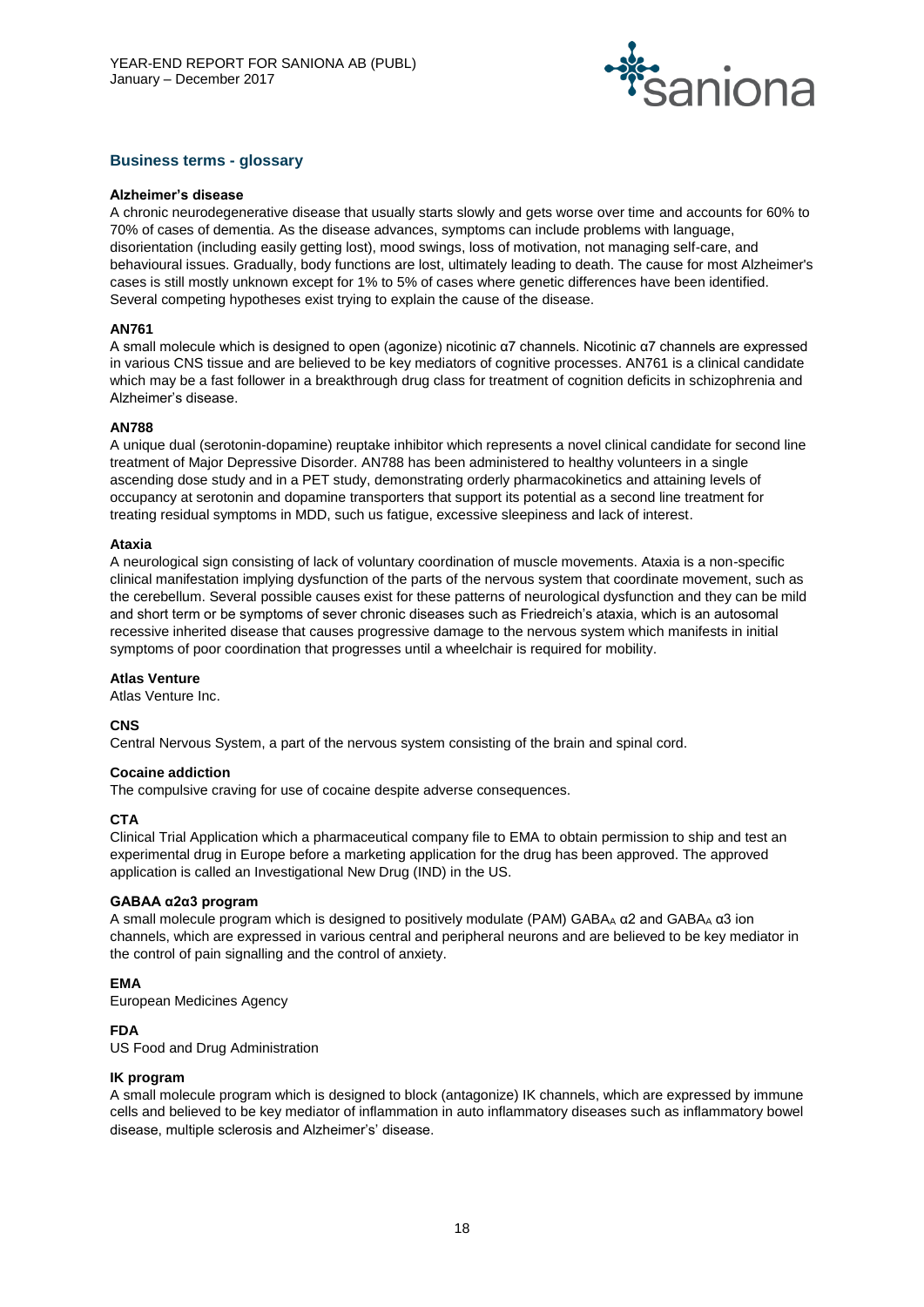## Business terms - glossary

**Alzheimer's disease**

A chronic neurodegenerative disease that usually starts slowly and gets worse over time and accounts for 60% to 70% of cases of dementia. As the disease advances, symptoms can include problems with language, disorientation (including easily getting lost), mood swings, loss of motivation, not managing self-care, and behavioural issues. Gradually, body functions are lost, ultimately leading to death. The cause for most Alzheimer's cases is still mostly unknown except for 1% to 5% of cases where genetic differences have been identified. Several competing hypotheses exist trying to explain the cause of the disease.

**AN761**

A small molecule which is designed to open (agonize) nicotinic α7 channels. Nicotinic α7 channels are expressed in various CNS tissue and are believed to be key mediators of cognitive processes. AN761 is a clinical candidate which may be a fast follower in a breakthrough drug class for treatment of cognition deficits in schizophrenia and Alzheimer's disease.

**AN788**

A unique dual (serotonin-dopamine) reuptake inhibitor which represents a novel clinical candidate for second line treatment of Major Depressive Disorder. AN788 has been administered to healthy volunteers in a single ascending dose study and in a PET study, demonstrating orderly pharmacokinetics and attaining levels of occupancy at serotonin and dopamine transporters that support its potential as a second line treatment for treating residual symptoms in MDD, such us fatigue, excessive sleepiness and lack of interest.

**Ataxia**

A neurological sign consisting of lack of voluntary coordination of muscle movements. Ataxia is a non-specific clinical manifestation implying dysfunction of the parts of the nervous system that coordinate movement, such as the cerebellum. Several possible causes exist for these patterns of neurological dysfunction and they can be mild and short term or be symptoms of sever chronic diseases such as Friedreich's ataxia, which is an autosomal recessive inherited disease that causes progressive damage to the nervous system which manifests in initial symptoms of poor coordination that progresses until a wheelchair is required for mobility.

**Atlas Venture**

Atlas Venture Inc.

**CNS**

Central Nervous System, a part of the nervous system consisting of the brain and spinal cord.

**Cocaine addiction**

The compulsive craving for use of cocaine despite adverse consequences.

**CTA**

Clinical Trial Application which a pharmaceutical company file to EMA to obtain permission to ship and test an experimental drug in Europe before a marketing application for the drug has been approved. The approved application is called an Investigational New Drug (IND) in the US.

**GABAA α2α3 program**

A small molecule program which is designed to positively modulate (PAM) $GABA_A$ α2 and $GABA_A$ α3 ion channels, which are expressed in various central and peripheral neurons and are believed to be key mediator in the control of pain signalling and the control of anxiety.

**EMA**

European Medicines Agency

**FDA**

US Food and Drug Administration

**IK program**

A small molecule program which is designed to block (antagonize) IK channels, which are expressed by immune cells and believed to be key mediator of inflammation in auto inflammatory diseases such as inflammatory bowel disease, multiple sclerosis and Alzheimer's' disease.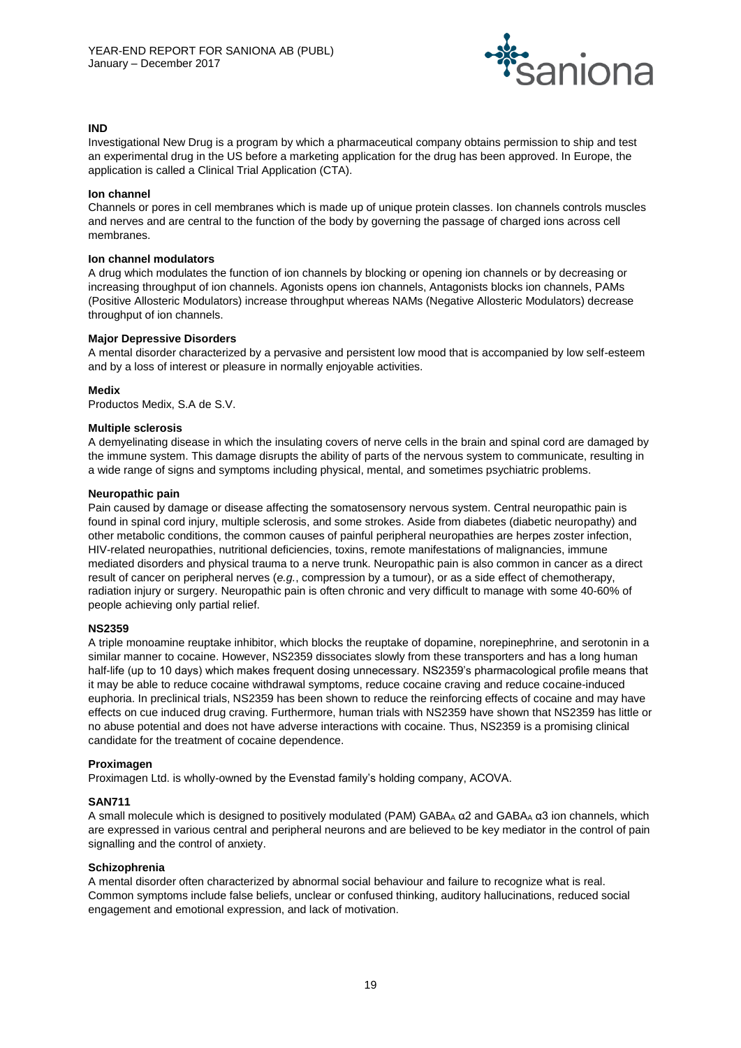**IND**

Investigational New Drug is a program by which a pharmaceutical company obtains permission to ship and test an experimental drug in the US before a marketing application for the drug has been approved. In Europe, the application is called a Clinical Trial Application (CTA).

**Ion channel**

Channels or pores in cell membranes which is made up of unique protein classes. Ion channels controls muscles and nerves and are central to the function of the body by governing the passage of charged ions across cell membranes.

**Ion channel modulators**

A drug which modulates the function of ion channels by blocking or opening ion channels or by decreasing or increasing throughput of ion channels. Agonists opens ion channels, Antagonists blocks ion channels, PAMs (Positive Allosteric Modulators) increase throughput whereas NAMs (Negative Allosteric Modulators) decrease throughput of ion channels.

**Major Depressive Disorders**

A mental disorder characterized by a pervasive and persistent low mood that is accompanied by low self-esteem and by a loss of interest or pleasure in normally enjoyable activities.

**Medix**

Productos Medix, S.A de S.V.

**Multiple sclerosis**

A demyelinating disease in which the insulating covers of nerve cells in the brain and spinal cord are damaged by the immune system. This damage disrupts the ability of parts of the nervous system to communicate, resulting in a wide range of signs and symptoms including physical, mental, and sometimes psychiatric problems.

**Neuropathic pain**

Pain caused by damage or disease affecting the somatosensory nervous system. Central neuropathic pain is found in spinal cord injury, multiple sclerosis, and some strokes. Aside from diabetes (diabetic neuropathy) and other metabolic conditions, the common causes of painful peripheral neuropathies are herpes zoster infection, HIV-related neuropathies, nutritional deficiencies, toxins, remote manifestations of malignancies, immune mediated disorders and physical trauma to a nerve trunk. Neuropathic pain is also common in cancer as a direct result of cancer on peripheral nerves (*e.g.*, compression by a tumour), or as a side effect of chemotherapy, radiation injury or surgery. Neuropathic pain is often chronic and very difficult to manage with some 40-60% of people achieving only partial relief.

**NS2359**

A triple monoamine reuptake inhibitor, which blocks the reuptake of dopamine, norepinephrine, and serotonin in a similar manner to cocaine. However, NS2359 dissociates slowly from these transporters and has a long human half-life (up to 10 days) which makes frequent dosing unnecessary. NS2359's pharmacological profile means that it may be able to reduce cocaine withdrawal symptoms, reduce cocaine craving and reduce cocaine-induced euphoria. In preclinical trials, NS2359 has been shown to reduce the reinforcing effects of cocaine and may have effects on cue induced drug craving. Furthermore, human trials with NS2359 have shown that NS2359 has little or no abuse potential and does not have adverse interactions with cocaine. Thus, NS2359 is a promising clinical candidate for the treatment of cocaine dependence.

**Proximagen**

Proximagen Ltd. is wholly-owned by the Evenstad family's holding company, ACOVA.

**SAN711**

A small molecule which is designed to positively modulated (PAM) $GABA_A$ α2 and $GABA_A$ α3 ion channels, which are expressed in various central and peripheral neurons and are believed to be key mediator in the control of pain signalling and the control of anxiety.

**Schizophrenia**

A mental disorder often characterized by abnormal social behaviour and failure to recognize what is real. Common symptoms include false beliefs, unclear or confused thinking, auditory hallucinations, reduced social engagement and emotional expression, and lack of motivation.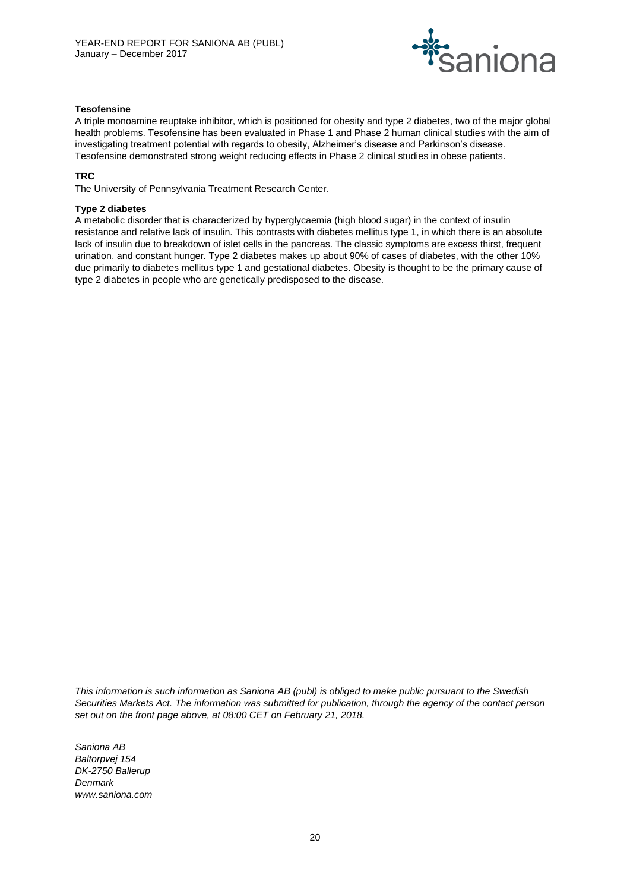**Tesofensine**

A triple monoamine reuptake inhibitor, which is positioned for obesity and type 2 diabetes, two of the major global health problems. Tesofensine has been evaluated in Phase 1 and Phase 2 human clinical studies with the aim of investigating treatment potential with regards to obesity, Alzheimer's disease and Parkinson's disease. Tesofensine demonstrated strong weight reducing effects in Phase 2 clinical studies in obese patients.

**TRC**

The University of Pennsylvania Treatment Research Center.

**Type 2 diabetes**

A metabolic disorder that is characterized by hyperglycaemia (high blood sugar) in the context of insulin resistance and relative lack of insulin. This contrasts with diabetes mellitus type 1, in which there is an absolute lack of insulin due to breakdown of islet cells in the pancreas. The classic symptoms are excess thirst, frequent urination, and constant hunger. Type 2 diabetes makes up about 90% of cases of diabetes, with the other 10% due primarily to diabetes mellitus type 1 and gestational diabetes. Obesity is thought to be the primary cause of type 2 diabetes in people who are genetically predisposed to the disease.

*This information is such information as Saniona AB (publ) is obliged to make public pursuant to the Swedish Securities Markets Act. The information was submitted for publication, through the agency of the contact person set out on the front page above, at 08:00 CET on February 21, 2018.*

*Saniona AB*
*Baltorpvej 154*
*DK-2750 Ballerup*
*Denmark*
*www.saniona.com*